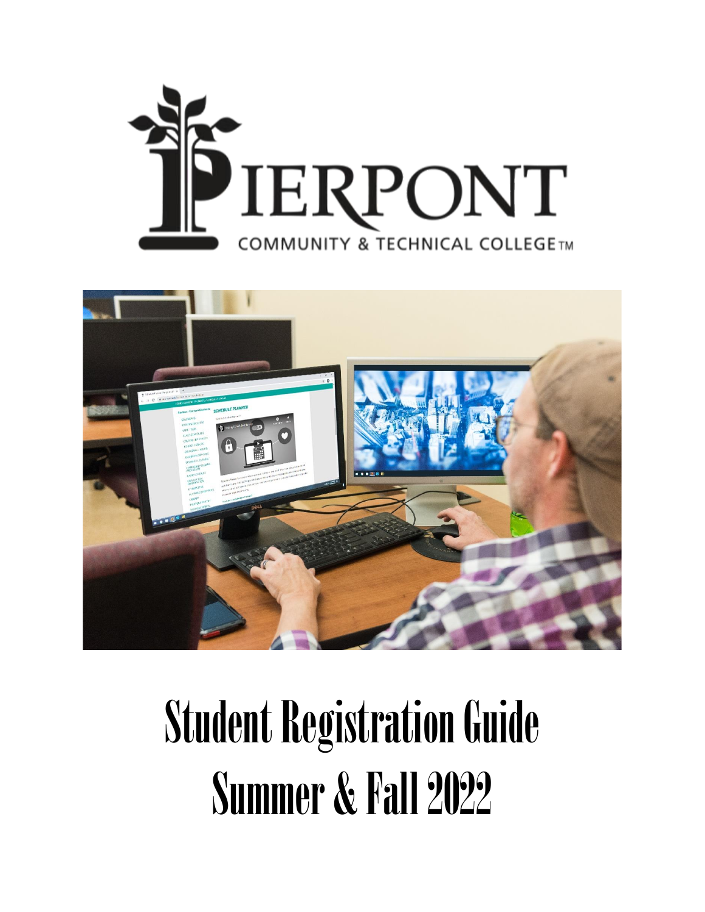# PIERPONT

COMMUNITY & TECHNICAL COLLEGE™

# Student Registration Guide

# Summer & Fall 2022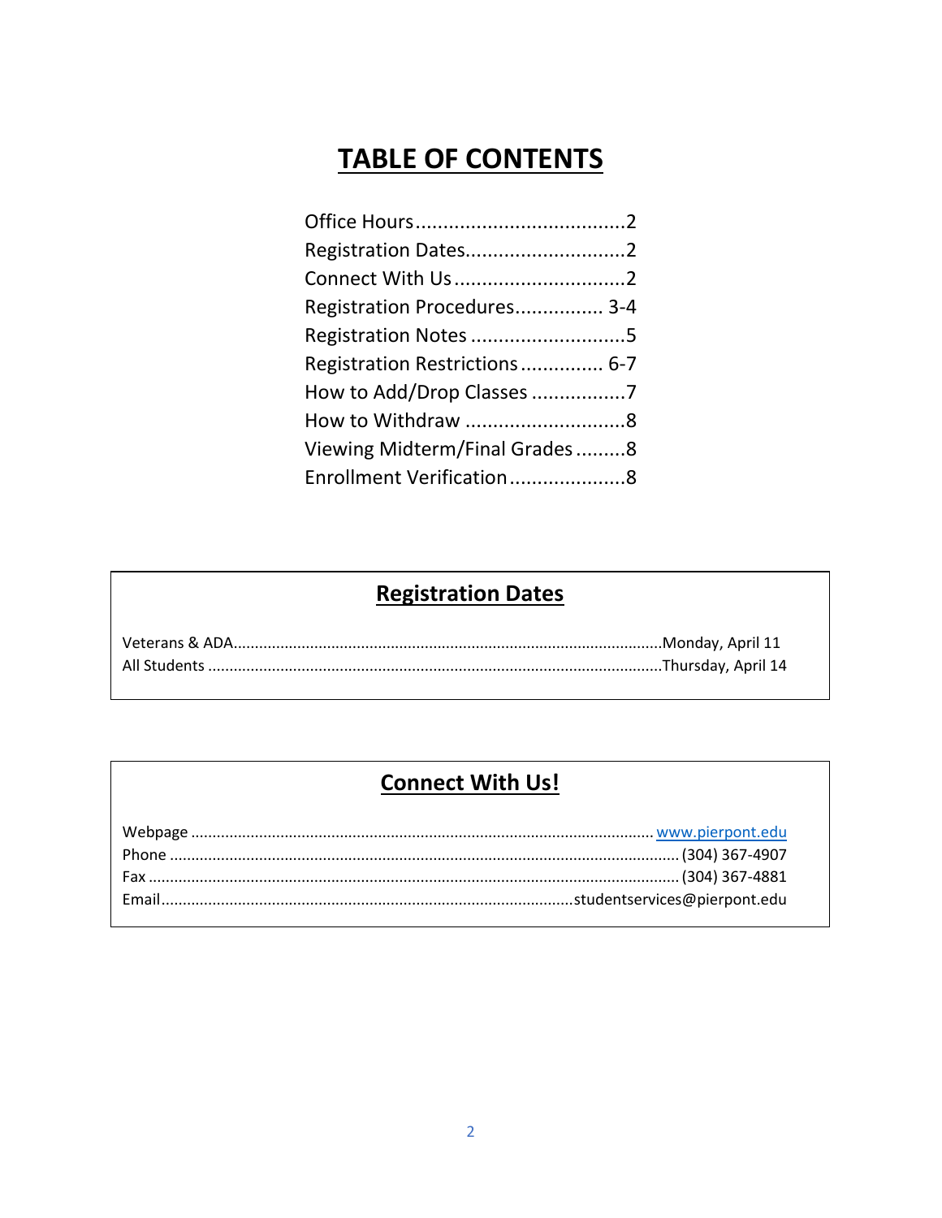# TABLE OF CONTENTS

| Section | Page |
|---|---|
| Office Hours | 2 |
| Registration Dates | 2 |
| Connect With Us | 2 |
| Registration Procedures | 3-4 |
| Registration Notes | 5 |
| Registration Restrictions | 6-7 |
| How to Add/Drop Classes | 7 |
| How to Withdraw | 8 |
| Viewing Midterm/Final Grades | 8 |
| Enrollment Verification | 8 |

## Registration Dates

| Group | Date |
|---|---|
| Veterans & ADA | Monday, April 11 |
| All Students | Thursday, April 14 |

## Connect With Us!

| Contact | Details |
|---|---|
| Webpage | [www.pierpont.edu](http://www.pierpont.edu) |
| Phone | (304) 367-4907 |
| Fax | (304) 367-4881 |
| Email | studentservices@pierpont.edu |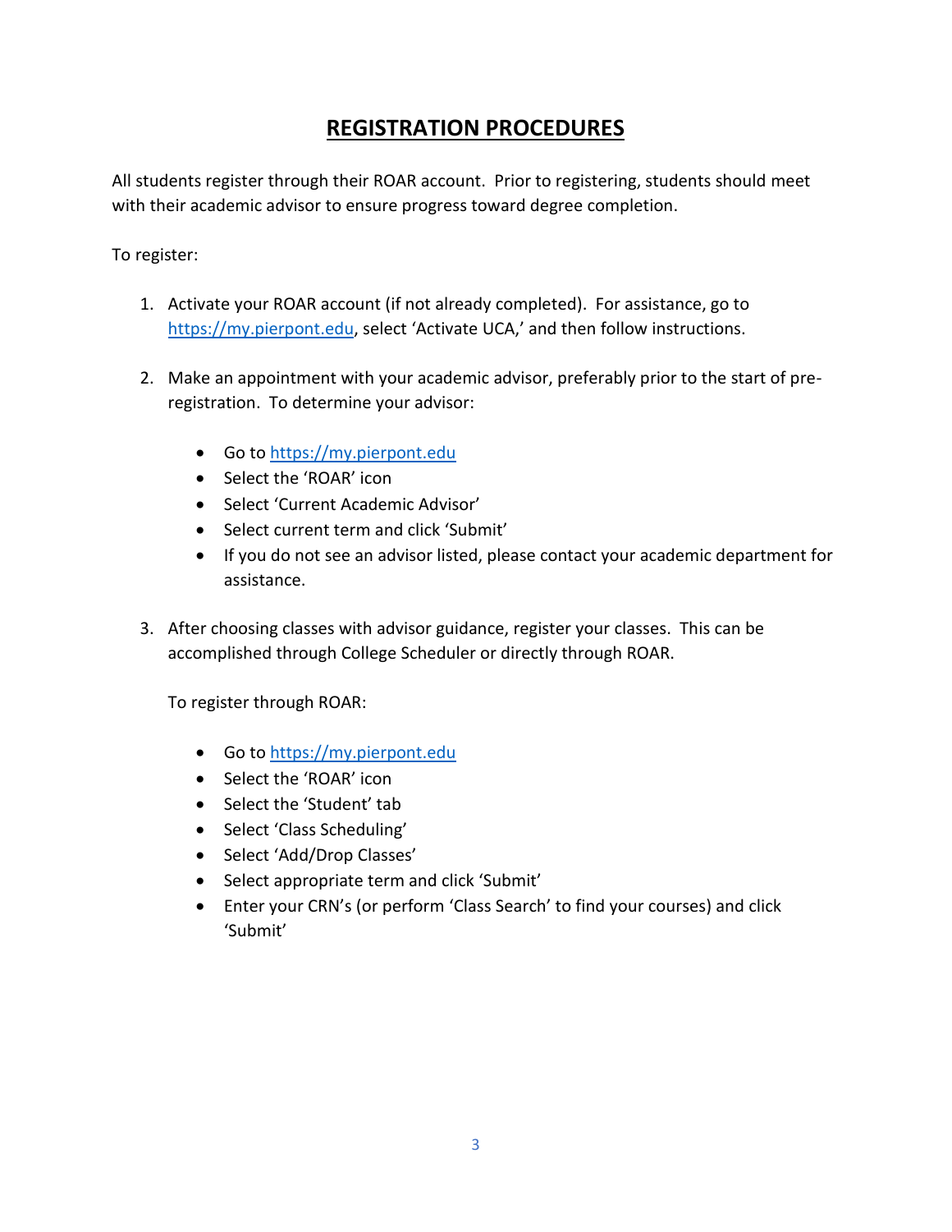# REGISTRATION PROCEDURES

All students register through their ROAR account. Prior to registering, students should meet with their academic advisor to ensure progress toward degree completion.

To register:

1. Activate your ROAR account (if not already completed). For assistance, go to https://my.pierpont.edu, select 'Activate UCA,' and then follow instructions.

2. Make an appointment with your academic advisor, preferably prior to the start of pre-registration. To determine your advisor:

   - Go to https://my.pierpont.edu
   - Select the 'ROAR' icon
   - Select 'Current Academic Advisor'
   - Select current term and click 'Submit'
   - If you do not see an advisor listed, please contact your academic department for assistance.

3. After choosing classes with advisor guidance, register your classes. This can be accomplished through College Scheduler or directly through ROAR.

   To register through ROAR:

   - Go to https://my.pierpont.edu
   - Select the 'ROAR' icon
   - Select the 'Student' tab
   - Select 'Class Scheduling'
   - Select 'Add/Drop Classes'
   - Select appropriate term and click 'Submit'
   - Enter your CRN's (or perform 'Class Search' to find your courses) and click 'Submit'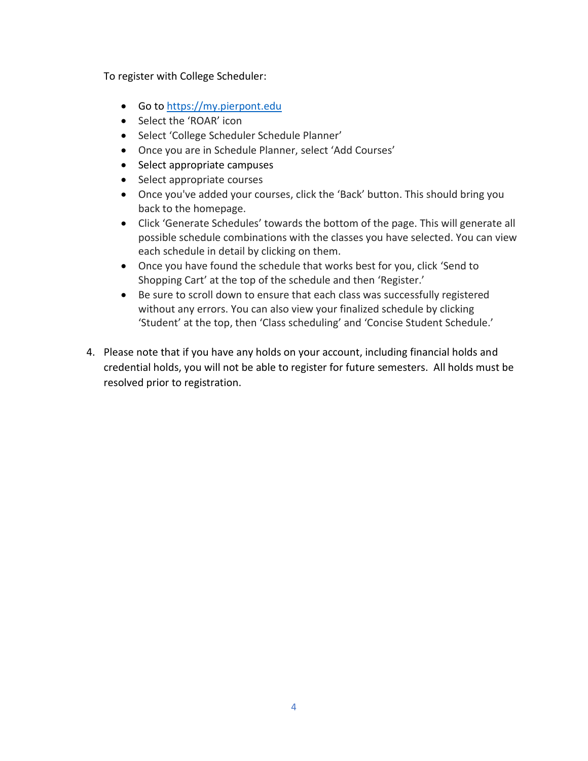To register with College Scheduler:

- Go to [https://my.pierpont.edu](https://my.pierpont.edu)
- Select the 'ROAR' icon
- Select 'College Scheduler Schedule Planner'
- Once you are in Schedule Planner, select 'Add Courses'
- Select appropriate campuses
- Select appropriate courses
- Once you've added your courses, click the 'Back' button. This should bring you back to the homepage.
- Click 'Generate Schedules' towards the bottom of the page. This will generate all possible schedule combinations with the classes you have selected. You can view each schedule in detail by clicking on them.
- Once you have found the schedule that works best for you, click 'Send to Shopping Cart' at the top of the schedule and then 'Register.'
- Be sure to scroll down to ensure that each class was successfully registered without any errors. You can also view your finalized schedule by clicking 'Student' at the top, then 'Class scheduling' and 'Concise Student Schedule.'

4. Please note that if you have any holds on your account, including financial holds and credential holds, you will not be able to register for future semesters. All holds must be resolved prior to registration.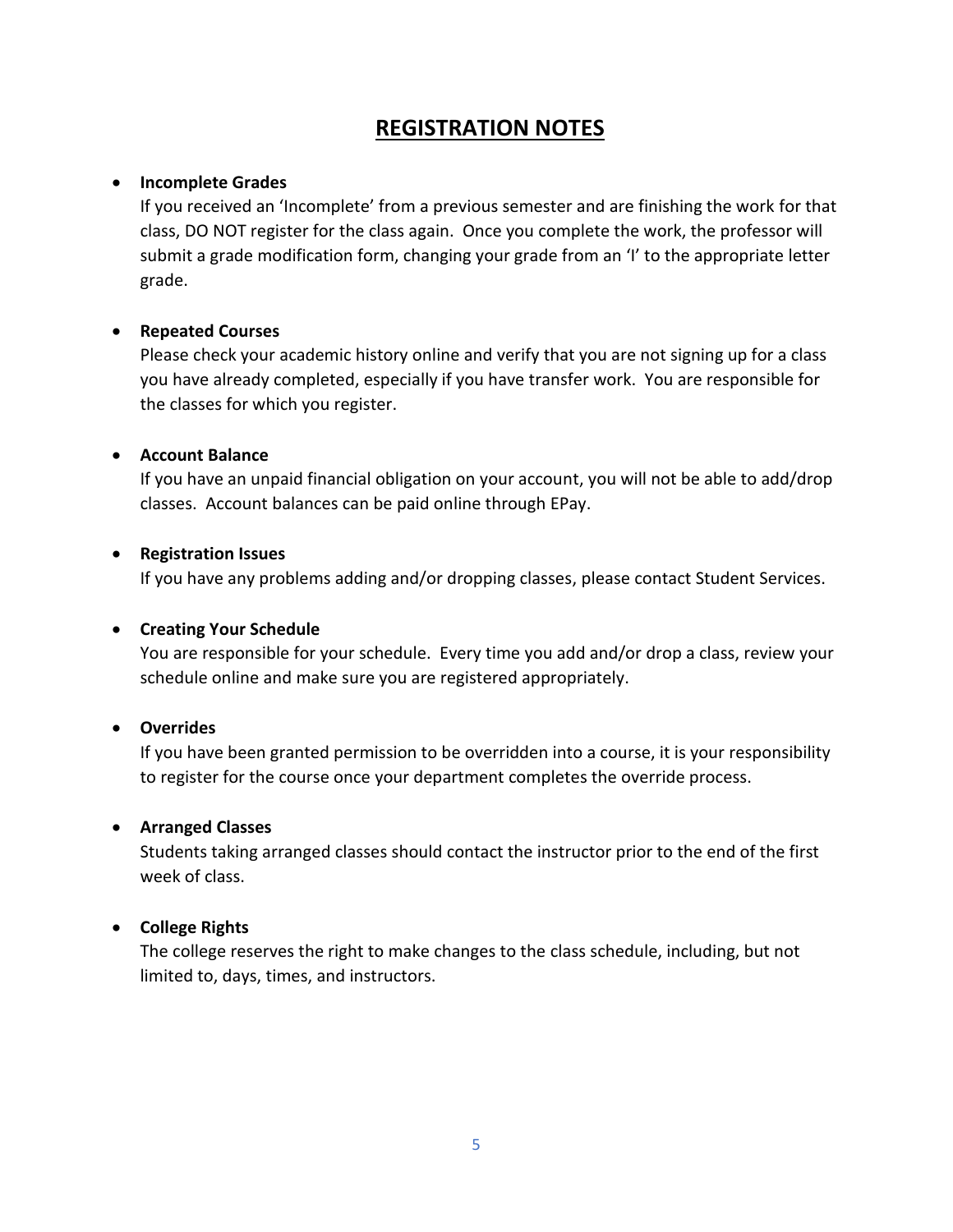# REGISTRATION NOTES

- **Incomplete Grades**
  If you received an 'Incomplete' from a previous semester and are finishing the work for that class, DO NOT register for the class again. Once you complete the work, the professor will submit a grade modification form, changing your grade from an 'I' to the appropriate letter grade.

- **Repeated Courses**
  Please check your academic history online and verify that you are not signing up for a class you have already completed, especially if you have transfer work. You are responsible for the classes for which you register.

- **Account Balance**
  If you have an unpaid financial obligation on your account, you will not be able to add/drop classes. Account balances can be paid online through EPay.

- **Registration Issues**
  If you have any problems adding and/or dropping classes, please contact Student Services.

- **Creating Your Schedule**
  You are responsible for your schedule. Every time you add and/or drop a class, review your schedule online and make sure you are registered appropriately.

- **Overrides**
  If you have been granted permission to be overridden into a course, it is your responsibility to register for the course once your department completes the override process.

- **Arranged Classes**
  Students taking arranged classes should contact the instructor prior to the end of the first week of class.

- **College Rights**
  The college reserves the right to make changes to the class schedule, including, but not limited to, days, times, and instructors.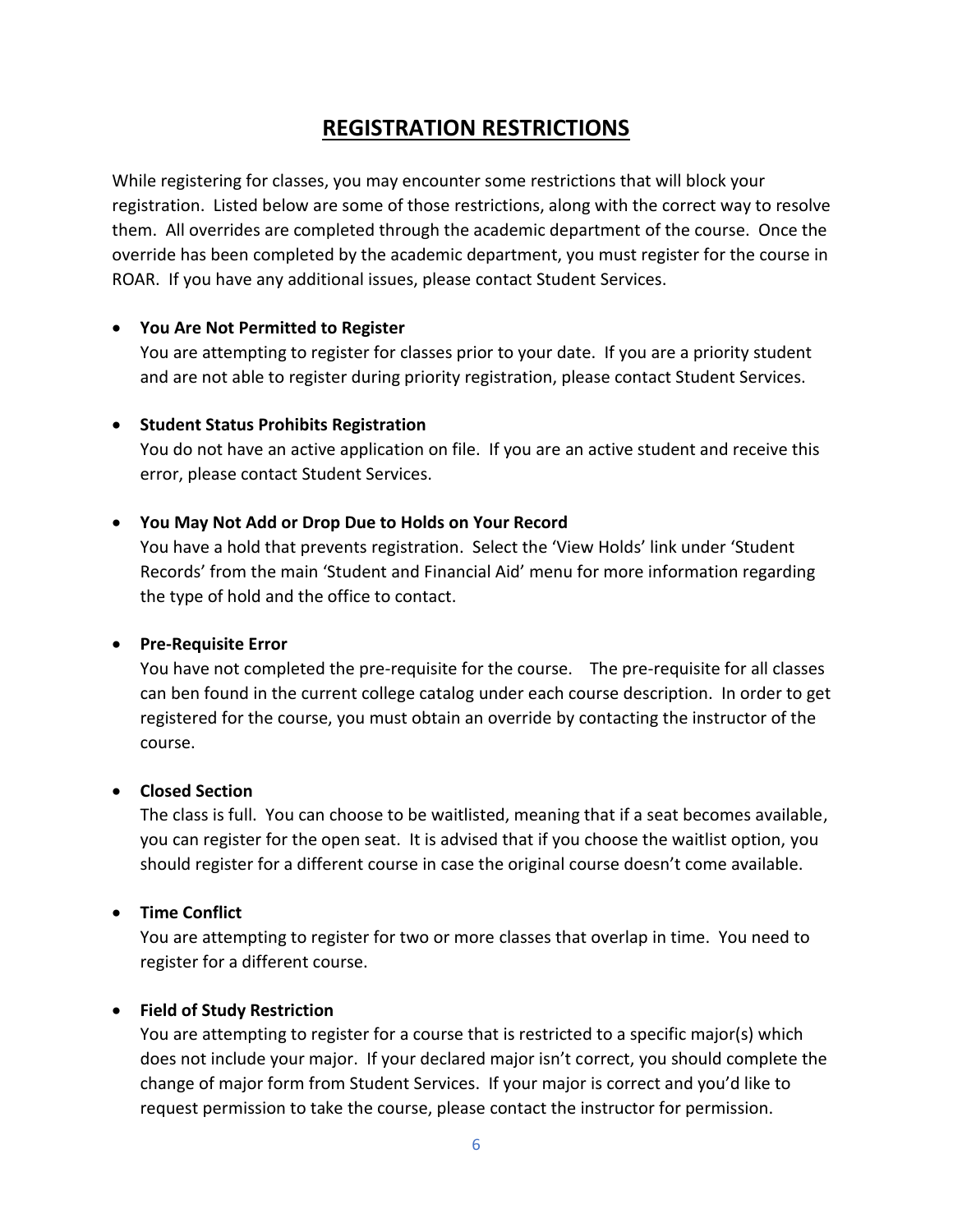# REGISTRATION RESTRICTIONS

While registering for classes, you may encounter some restrictions that will block your registration. Listed below are some of those restrictions, along with the correct way to resolve them. All overrides are completed through the academic department of the course. Once the override has been completed by the academic department, you must register for the course in ROAR. If you have any additional issues, please contact Student Services.

- **You Are Not Permitted to Register**
  You are attempting to register for classes prior to your date. If you are a priority student and are not able to register during priority registration, please contact Student Services.

- **Student Status Prohibits Registration**
  You do not have an active application on file. If you are an active student and receive this error, please contact Student Services.

- **You May Not Add or Drop Due to Holds on Your Record**
  You have a hold that prevents registration. Select the 'View Holds' link under 'Student Records' from the main 'Student and Financial Aid' menu for more information regarding the type of hold and the office to contact.

- **Pre-Requisite Error**
  You have not completed the pre-requisite for the course. The pre-requisite for all classes can ben found in the current college catalog under each course description. In order to get registered for the course, you must obtain an override by contacting the instructor of the course.

- **Closed Section**
  The class is full. You can choose to be waitlisted, meaning that if a seat becomes available, you can register for the open seat. It is advised that if you choose the waitlist option, you should register for a different course in case the original course doesn't come available.

- **Time Conflict**
  You are attempting to register for two or more classes that overlap in time. You need to register for a different course.

- **Field of Study Restriction**
  You are attempting to register for a course that is restricted to a specific major(s) which does not include your major. If your declared major isn't correct, you should complete the change of major form from Student Services. If your major is correct and you'd like to request permission to take the course, please contact the instructor for permission.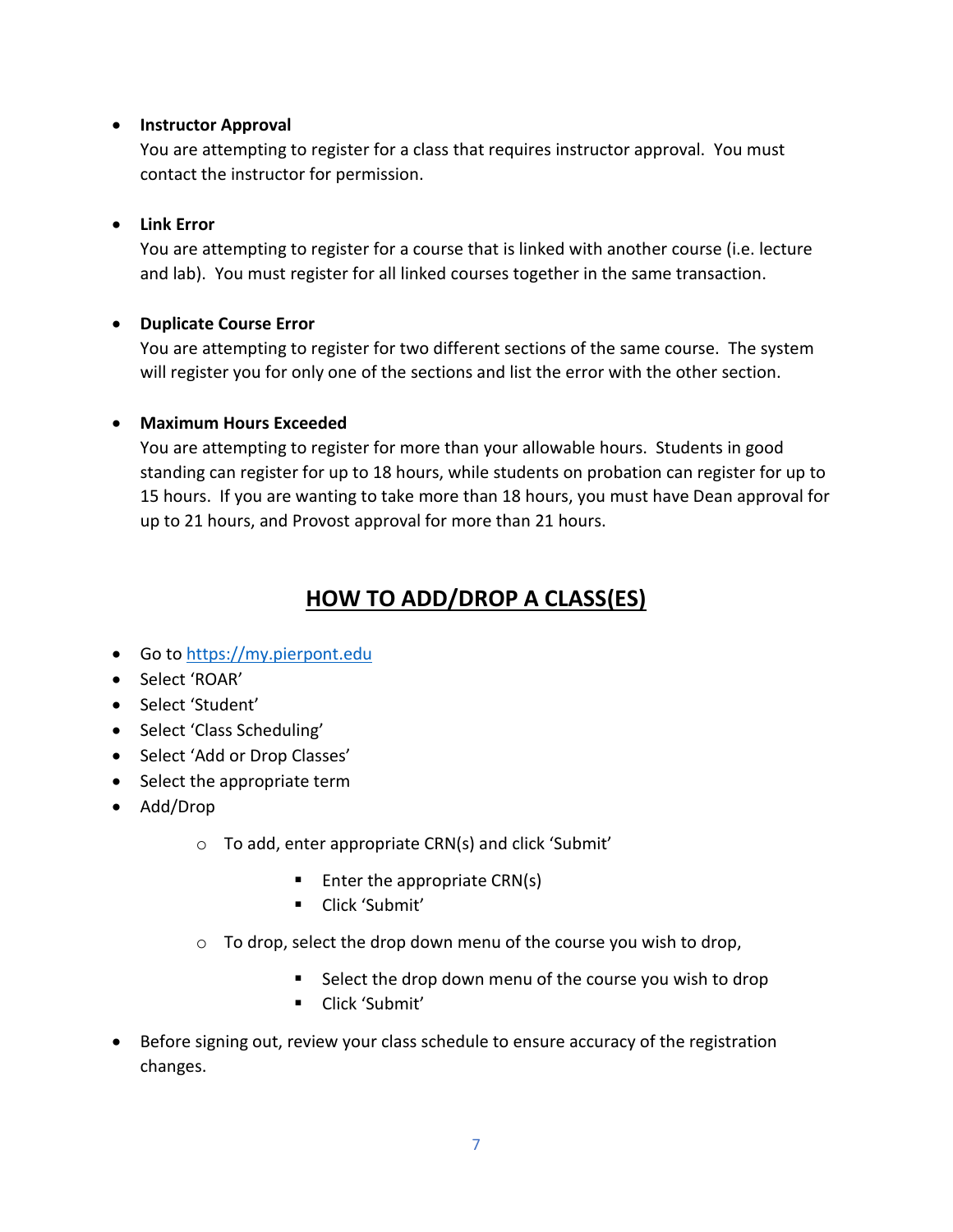- **Instructor Approval**
  You are attempting to register for a class that requires instructor approval. You must contact the instructor for permission.

- **Link Error**
  You are attempting to register for a course that is linked with another course (i.e. lecture and lab). You must register for all linked courses together in the same transaction.

- **Duplicate Course Error**
  You are attempting to register for two different sections of the same course. The system will register you for only one of the sections and list the error with the other section.

- **Maximum Hours Exceeded**
  You are attempting to register for more than your allowable hours. Students in good standing can register for up to 18 hours, while students on probation can register for up to 15 hours. If you are wanting to take more than 18 hours, you must have Dean approval for up to 21 hours, and Provost approval for more than 21 hours.

## HOW TO ADD/DROP A CLASS(ES)

- Go to [https://my.pierpont.edu](https://my.pierpont.edu)
- Select 'ROAR'
- Select 'Student'
- Select 'Class Scheduling'
- Select 'Add or Drop Classes'
- Select the appropriate term
- Add/Drop
  - To add, enter appropriate CRN(s) and click 'Submit'
    - Enter the appropriate CRN(s)
    - Click 'Submit'
  - To drop, select the drop down menu of the course you wish to drop,
    - Select the drop down menu of the course you wish to drop
    - Click 'Submit'
- Before signing out, review your class schedule to ensure accuracy of the registration changes.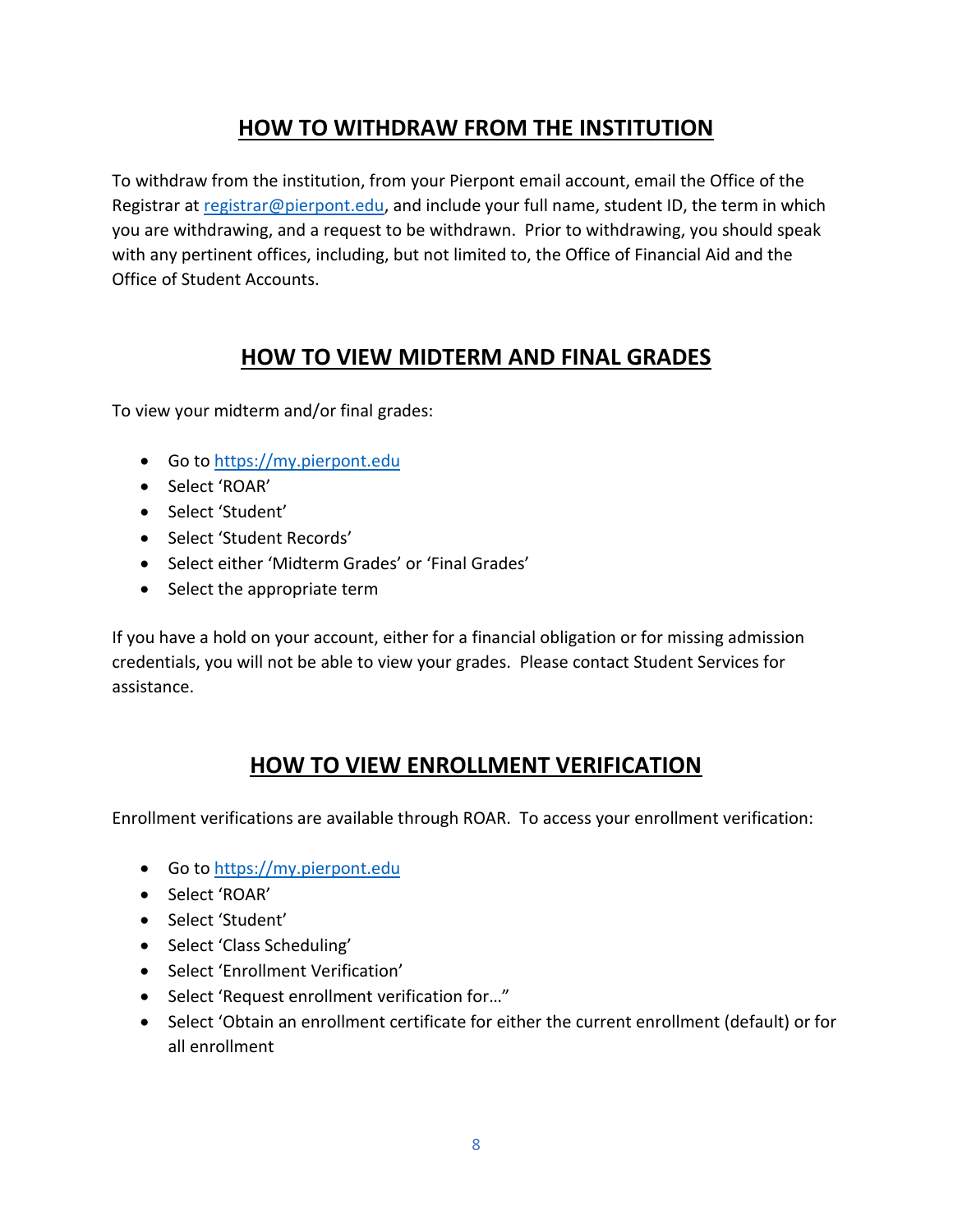## HOW TO WITHDRAW FROM THE INSTITUTION

To withdraw from the institution, from your Pierpont email account, email the Office of the Registrar at registrar@pierpont.edu, and include your full name, student ID, the term in which you are withdrawing, and a request to be withdrawn. Prior to withdrawing, you should speak with any pertinent offices, including, but not limited to, the Office of Financial Aid and the Office of Student Accounts.

## HOW TO VIEW MIDTERM AND FINAL GRADES

To view your midterm and/or final grades:

- Go to https://my.pierpont.edu
- Select 'ROAR'
- Select 'Student'
- Select 'Student Records'
- Select either 'Midterm Grades' or 'Final Grades'
- Select the appropriate term

If you have a hold on your account, either for a financial obligation or for missing admission credentials, you will not be able to view your grades. Please contact Student Services for assistance.

## HOW TO VIEW ENROLLMENT VERIFICATION

Enrollment verifications are available through ROAR. To access your enrollment verification:

- Go to https://my.pierpont.edu
- Select 'ROAR'
- Select 'Student'
- Select 'Class Scheduling'
- Select 'Enrollment Verification'
- Select 'Request enrollment verification for…"
- Select 'Obtain an enrollment certificate for either the current enrollment (default) or for all enrollment